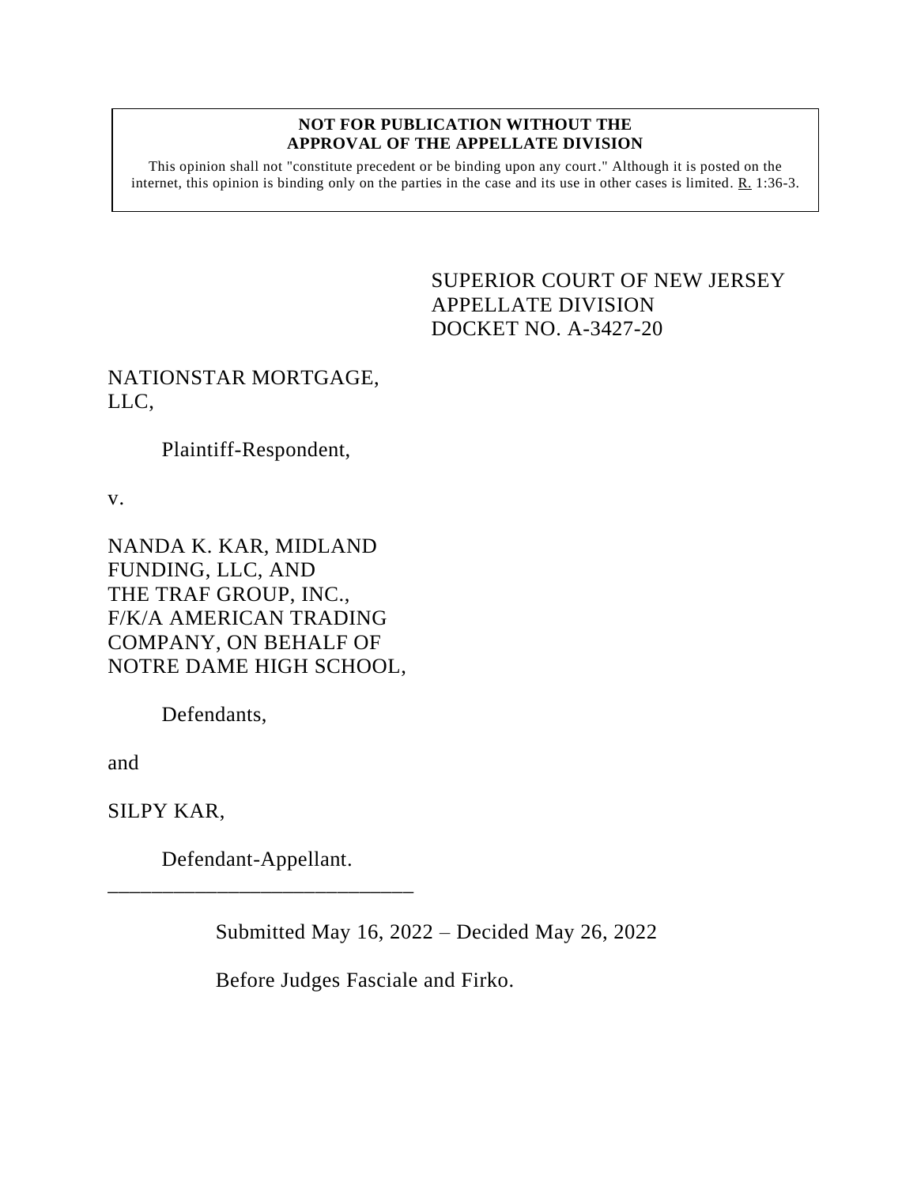**NOT FOR PUBLICATION WITHOUT THE APPROVAL OF THE APPELLATE DIVISION**

This opinion shall not "constitute precedent or be binding upon any court." Although it is posted on the internet, this opinion is binding only on the parties in the case and its use in other cases is limited. R. 1:36-3.

SUPERIOR COURT OF NEW JERSEY
APPELLATE DIVISION
DOCKET NO. A-3427-20

NATIONSTAR MORTGAGE, LLC,

Plaintiff-Respondent,

v.

NANDA K. KAR, MIDLAND FUNDING, LLC, AND THE TRAF GROUP, INC., F/K/A AMERICAN TRADING COMPANY, ON BEHALF OF NOTRE DAME HIGH SCHOOL,

Defendants,

and

SILPY KAR,

Defendant-Appellant.

\_\_\_\_\_\_\_\_\_\_\_\_\_\_\_\_\_\_\_\_\_\_\_\_\_\_\_\_\_\_

Submitted May 16, 2022 – Decided May 26, 2022

Before Judges Fasciale and Firko.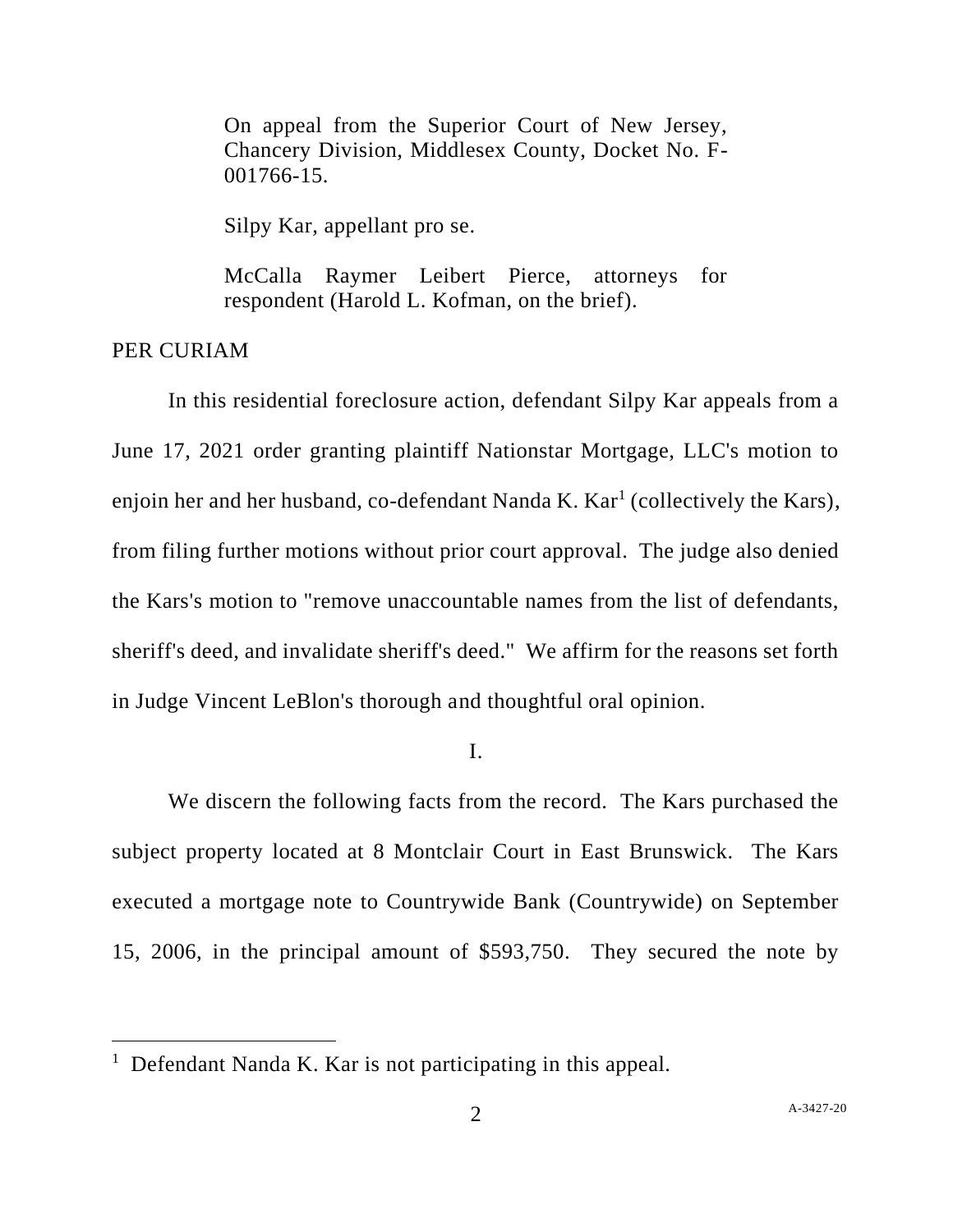On appeal from the Superior Court of New Jersey, Chancery Division, Middlesex County, Docket No. F-001766-15.

Silpy Kar, appellant pro se.

McCalla Raymer Leibert Pierce, attorneys for respondent (Harold L. Kofman, on the brief).

PER CURIAM

In this residential foreclosure action, defendant Silpy Kar appeals from a June 17, 2021 order granting plaintiff Nationstar Mortgage, LLC's motion to enjoin her and her husband, co-defendant Nanda K. Kar[1] (collectively the Kars), from filing further motions without prior court approval. The judge also denied the Kars's motion to "remove unaccountable names from the list of defendants, sheriff's deed, and invalidate sheriff's deed." We affirm for the reasons set forth in Judge Vincent LeBlon's thorough and thoughtful oral opinion.

I.

We discern the following facts from the record. The Kars purchased the subject property located at 8 Montclair Court in East Brunswick. The Kars executed a mortgage note to Countrywide Bank (Countrywide) on September 15, 2006, in the principal amount of $593,750. They secured the note by

[1] Defendant Nanda K. Kar is not participating in this appeal.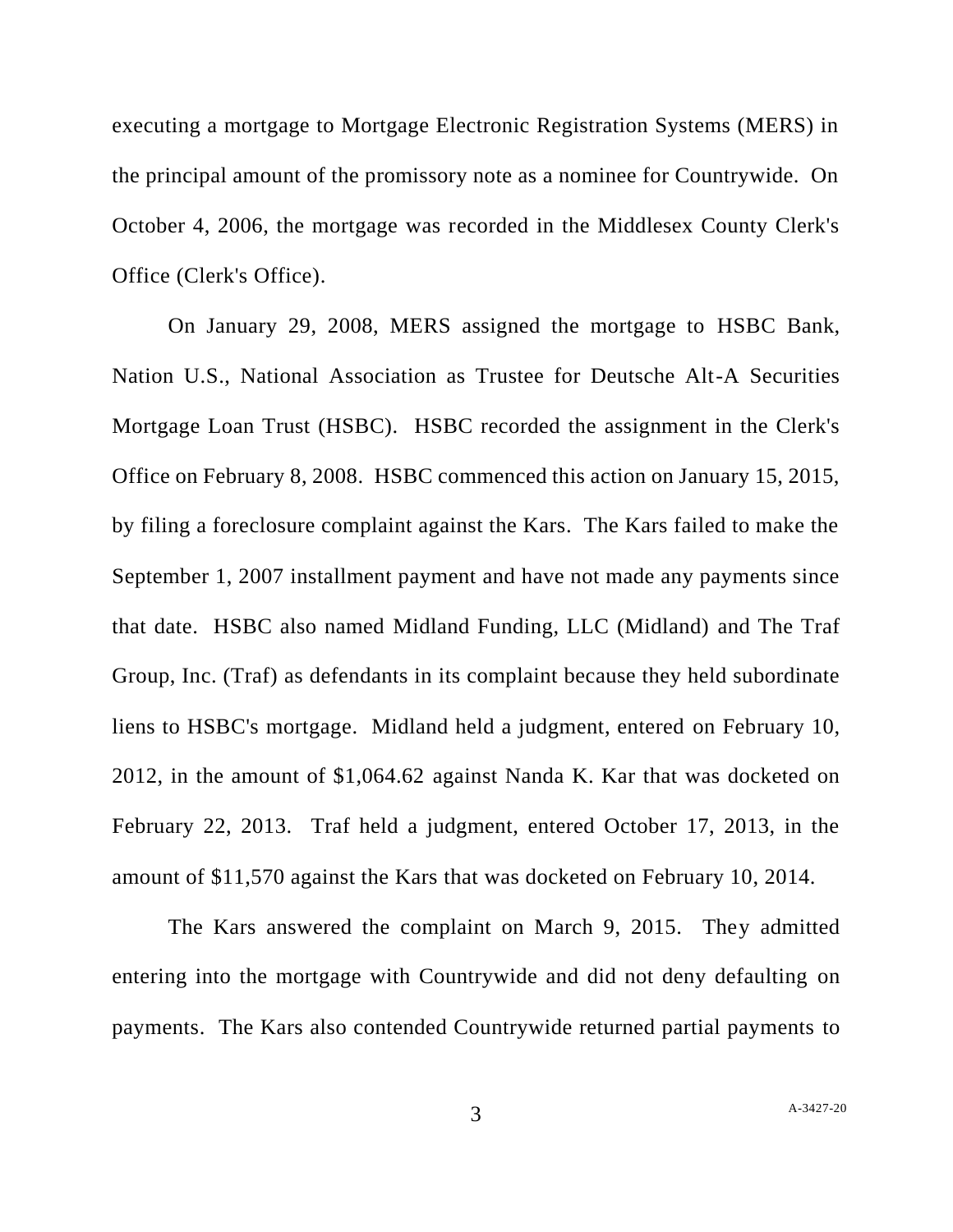executing a mortgage to Mortgage Electronic Registration Systems (MERS) in the principal amount of the promissory note as a nominee for Countrywide. On October 4, 2006, the mortgage was recorded in the Middlesex County Clerk's Office (Clerk's Office).

On January 29, 2008, MERS assigned the mortgage to HSBC Bank, Nation U.S., National Association as Trustee for Deutsche Alt-A Securities Mortgage Loan Trust (HSBC). HSBC recorded the assignment in the Clerk's Office on February 8, 2008. HSBC commenced this action on January 15, 2015, by filing a foreclosure complaint against the Kars. The Kars failed to make the September 1, 2007 installment payment and have not made any payments since that date. HSBC also named Midland Funding, LLC (Midland) and The Traf Group, Inc. (Traf) as defendants in its complaint because they held subordinate liens to HSBC's mortgage. Midland held a judgment, entered on February 10, 2012, in the amount of $1,064.62 against Nanda K. Kar that was docketed on February 22, 2013. Traf held a judgment, entered October 17, 2013, in the amount of $11,570 against the Kars that was docketed on February 10, 2014.

The Kars answered the complaint on March 9, 2015. They admitted entering into the mortgage with Countrywide and did not deny defaulting on payments. The Kars also contended Countrywide returned partial payments to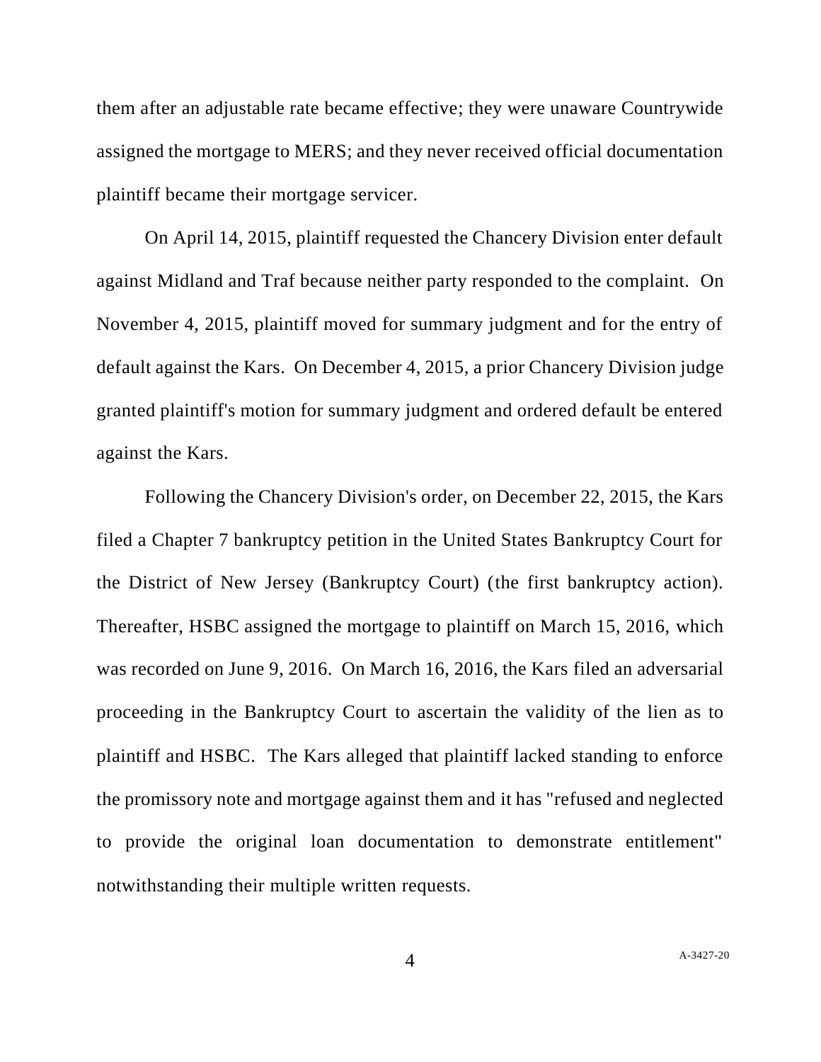them after an adjustable rate became effective; they were unaware Countrywide assigned the mortgage to MERS; and they never received official documentation plaintiff became their mortgage servicer.

On April 14, 2015, plaintiff requested the Chancery Division enter default against Midland and Traf because neither party responded to the complaint. On November 4, 2015, plaintiff moved for summary judgment and for the entry of default against the Kars. On December 4, 2015, a prior Chancery Division judge granted plaintiff's motion for summary judgment and ordered default be entered against the Kars.

Following the Chancery Division's order, on December 22, 2015, the Kars filed a Chapter 7 bankruptcy petition in the United States Bankruptcy Court for the District of New Jersey (Bankruptcy Court) (the first bankruptcy action). Thereafter, HSBC assigned the mortgage to plaintiff on March 15, 2016, which was recorded on June 9, 2016. On March 16, 2016, the Kars filed an adversarial proceeding in the Bankruptcy Court to ascertain the validity of the lien as to plaintiff and HSBC. The Kars alleged that plaintiff lacked standing to enforce the promissory note and mortgage against them and it has "refused and neglected to provide the original loan documentation to demonstrate entitlement" notwithstanding their multiple written requests.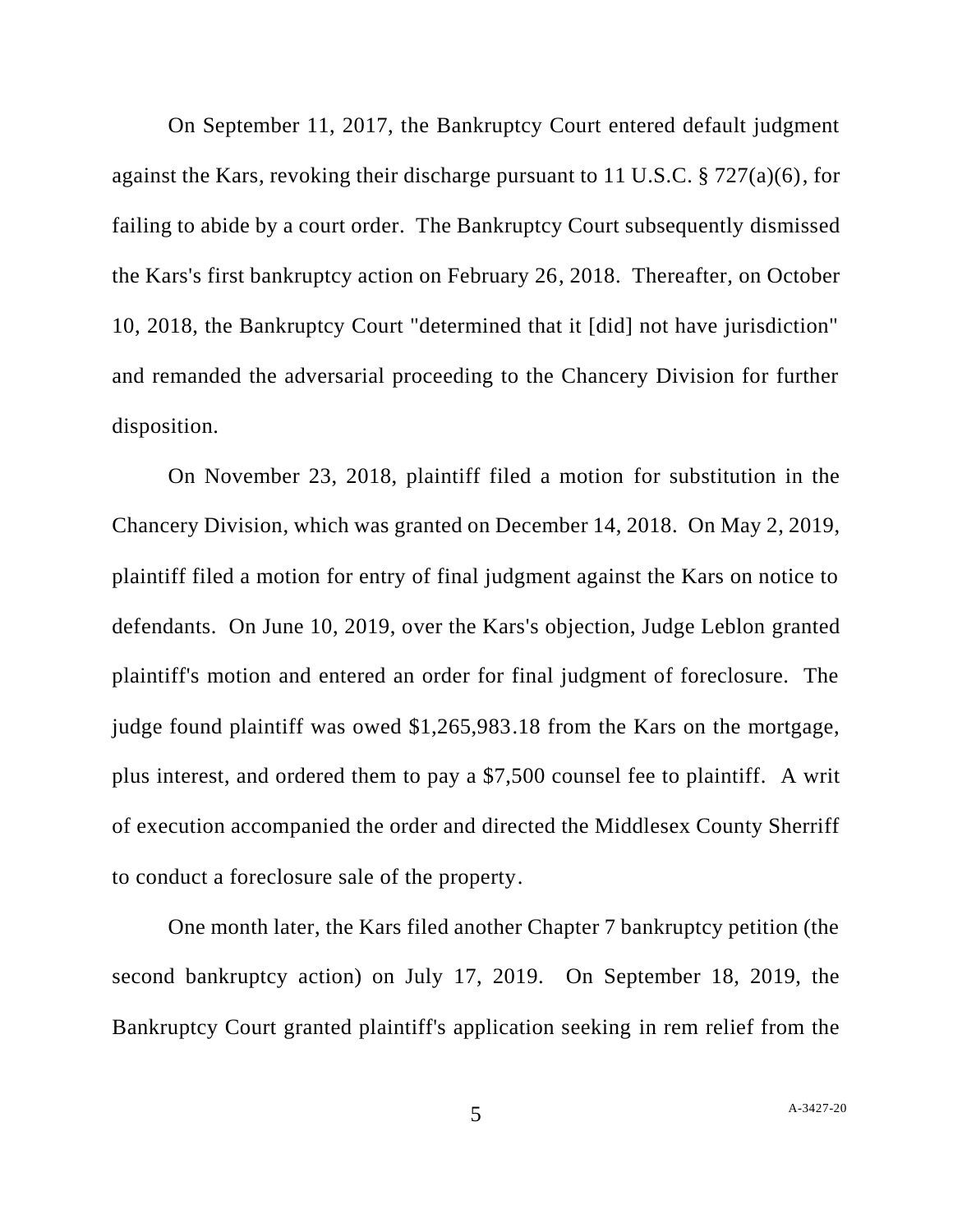On September 11, 2017, the Bankruptcy Court entered default judgment against the Kars, revoking their discharge pursuant to 11 U.S.C. § 727(a)(6), for failing to abide by a court order. The Bankruptcy Court subsequently dismissed the Kars's first bankruptcy action on February 26, 2018. Thereafter, on October 10, 2018, the Bankruptcy Court "determined that it [did] not have jurisdiction" and remanded the adversarial proceeding to the Chancery Division for further disposition.

On November 23, 2018, plaintiff filed a motion for substitution in the Chancery Division, which was granted on December 14, 2018. On May 2, 2019, plaintiff filed a motion for entry of final judgment against the Kars on notice to defendants. On June 10, 2019, over the Kars's objection, Judge Leblon granted plaintiff's motion and entered an order for final judgment of foreclosure. The judge found plaintiff was owed $1,265,983.18 from the Kars on the mortgage, plus interest, and ordered them to pay a $7,500 counsel fee to plaintiff. A writ of execution accompanied the order and directed the Middlesex County Sherriff to conduct a foreclosure sale of the property.

One month later, the Kars filed another Chapter 7 bankruptcy petition (the second bankruptcy action) on July 17, 2019. On September 18, 2019, the Bankruptcy Court granted plaintiff's application seeking in rem relief from the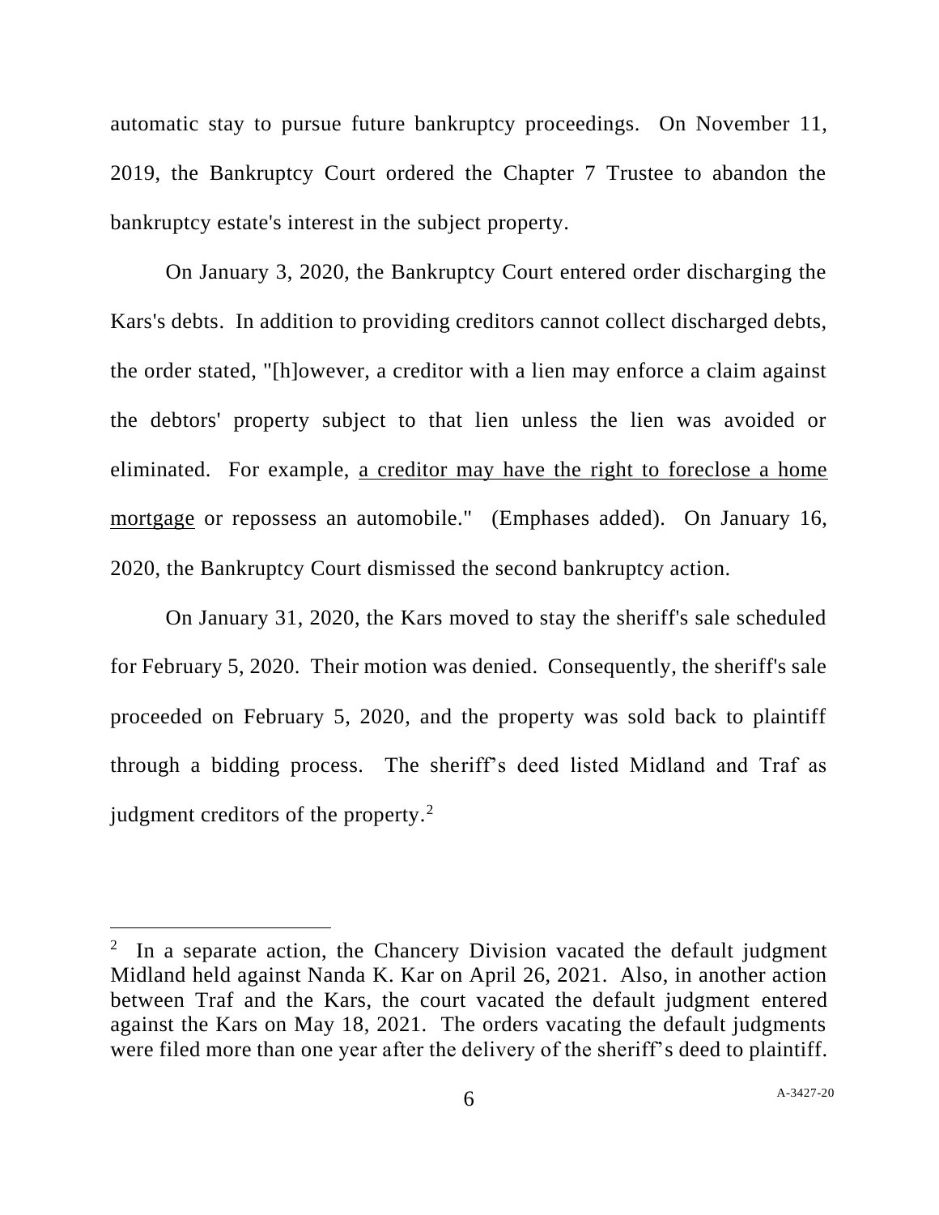automatic stay to pursue future bankruptcy proceedings. On November 11, 2019, the Bankruptcy Court ordered the Chapter 7 Trustee to abandon the bankruptcy estate's interest in the subject property.

On January 3, 2020, the Bankruptcy Court entered order discharging the Kars's debts. In addition to providing creditors cannot collect discharged debts, the order stated, "[h]owever, a creditor with a lien may enforce a claim against the debtors' property subject to that lien unless the lien was avoided or eliminated. For example, <u>a creditor may have the right to foreclose a home mortgage</u> or repossess an automobile." (Emphases added). On January 16, 2020, the Bankruptcy Court dismissed the second bankruptcy action.

On January 31, 2020, the Kars moved to stay the sheriff's sale scheduled for February 5, 2020. Their motion was denied. Consequently, the sheriff's sale proceeded on February 5, 2020, and the property was sold back to plaintiff through a bidding process. The sheriff's deed listed Midland and Traf as judgment creditors of the property.[2]

---

[2] In a separate action, the Chancery Division vacated the default judgment Midland held against Nanda K. Kar on April 26, 2021. Also, in another action between Traf and the Kars, the court vacated the default judgment entered against the Kars on May 18, 2021. The orders vacating the default judgments were filed more than one year after the delivery of the sheriff's deed to plaintiff.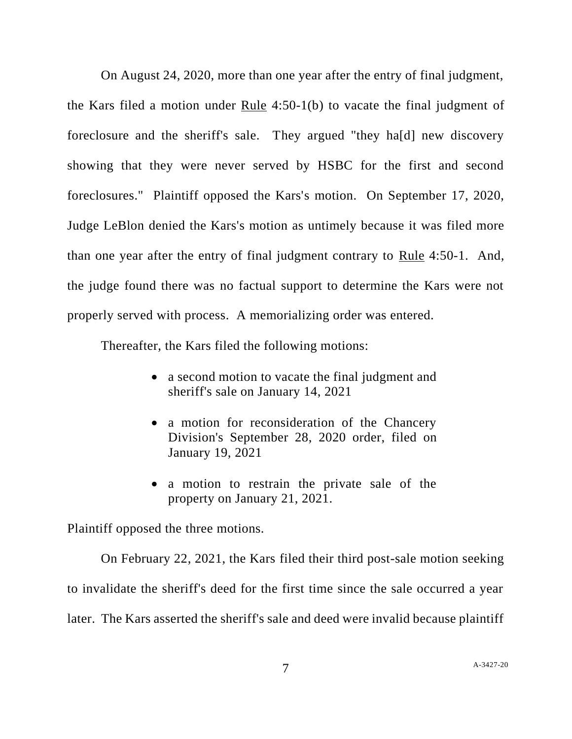On August 24, 2020, more than one year after the entry of final judgment, the Kars filed a motion under Rule 4:50-1(b) to vacate the final judgment of foreclosure and the sheriff's sale. They argued "they ha[d] new discovery showing that they were never served by HSBC for the first and second foreclosures." Plaintiff opposed the Kars's motion. On September 17, 2020, Judge LeBlon denied the Kars's motion as untimely because it was filed more than one year after the entry of final judgment contrary to Rule 4:50-1. And, the judge found there was no factual support to determine the Kars were not properly served with process. A memorializing order was entered.

Thereafter, the Kars filed the following motions:

- a second motion to vacate the final judgment and sheriff's sale on January 14, 2021
- a motion for reconsideration of the Chancery Division's September 28, 2020 order, filed on January 19, 2021
- a motion to restrain the private sale of the property on January 21, 2021.

Plaintiff opposed the three motions.

On February 22, 2021, the Kars filed their third post-sale motion seeking to invalidate the sheriff's deed for the first time since the sale occurred a year later. The Kars asserted the sheriff's sale and deed were invalid because plaintiff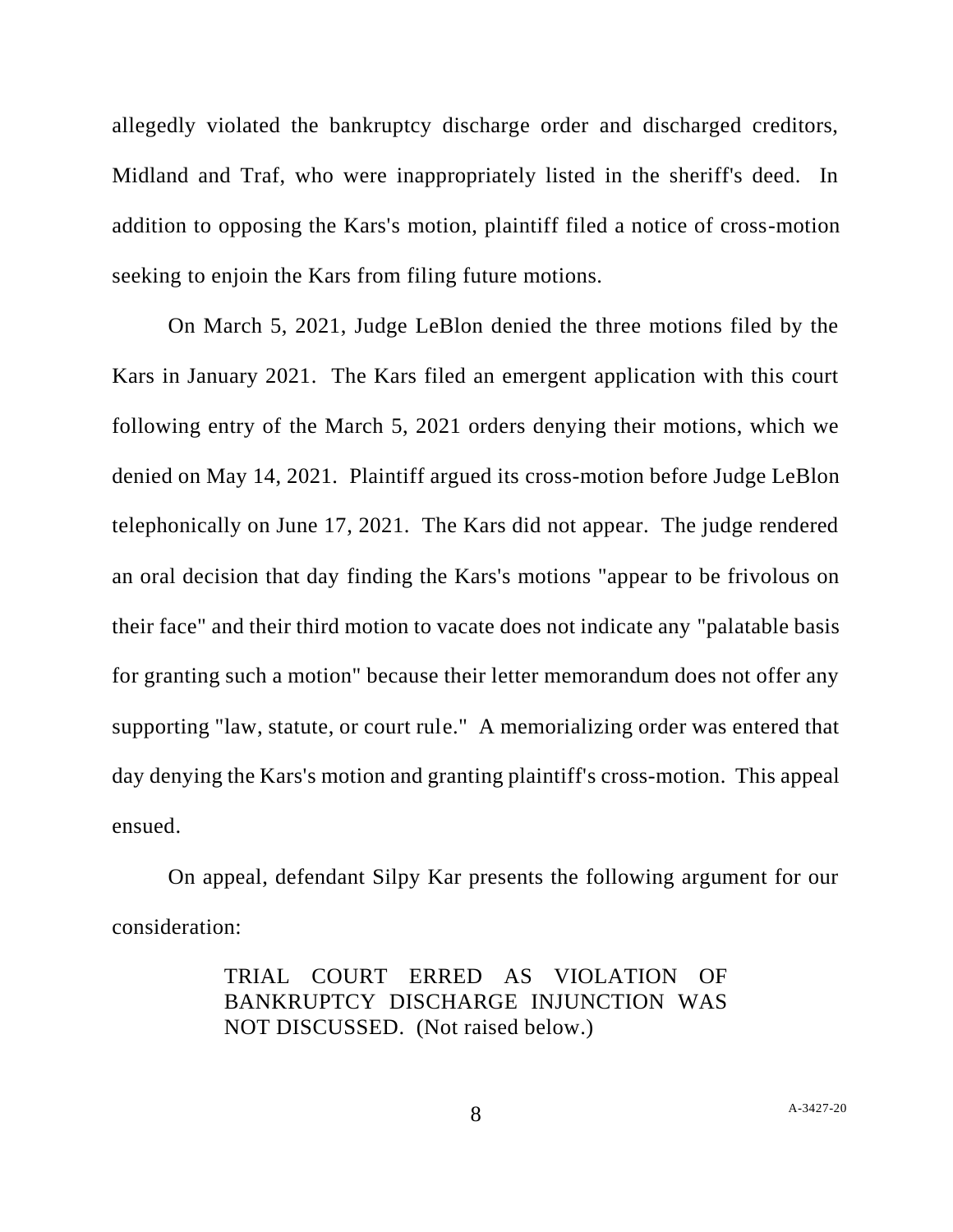allegedly violated the bankruptcy discharge order and discharged creditors, Midland and Traf, who were inappropriately listed in the sheriff's deed. In addition to opposing the Kars's motion, plaintiff filed a notice of cross-motion seeking to enjoin the Kars from filing future motions.

On March 5, 2021, Judge LeBlon denied the three motions filed by the Kars in January 2021. The Kars filed an emergent application with this court following entry of the March 5, 2021 orders denying their motions, which we denied on May 14, 2021. Plaintiff argued its cross-motion before Judge LeBlon telephonically on June 17, 2021. The Kars did not appear. The judge rendered an oral decision that day finding the Kars's motions "appear to be frivolous on their face" and their third motion to vacate does not indicate any "palatable basis for granting such a motion" because their letter memorandum does not offer any supporting "law, statute, or court rule." A memorializing order was entered that day denying the Kars's motion and granting plaintiff's cross-motion. This appeal ensued.

On appeal, defendant Silpy Kar presents the following argument for our consideration:

> TRIAL COURT ERRED AS VIOLATION OF BANKRUPTCY DISCHARGE INJUNCTION WAS NOT DISCUSSED. (Not raised below.)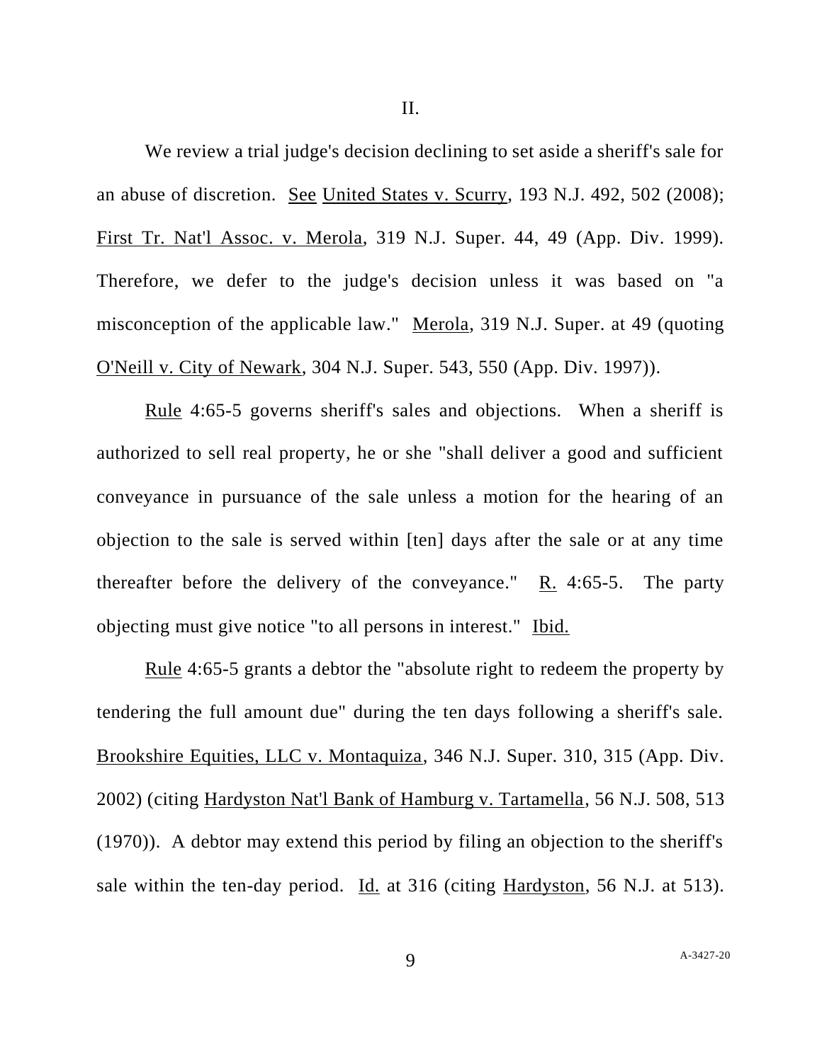II.

We review a trial judge's decision declining to set aside a sheriff's sale for an abuse of discretion. See United States v. Scurry, 193 N.J. 492, 502 (2008); First Tr. Nat'l Assoc. v. Merola, 319 N.J. Super. 44, 49 (App. Div. 1999). Therefore, we defer to the judge's decision unless it was based on "a misconception of the applicable law." Merola, 319 N.J. Super. at 49 (quoting O'Neill v. City of Newark, 304 N.J. Super. 543, 550 (App. Div. 1997)).

Rule 4:65-5 governs sheriff's sales and objections. When a sheriff is authorized to sell real property, he or she "shall deliver a good and sufficient conveyance in pursuance of the sale unless a motion for the hearing of an objection to the sale is served within [ten] days after the sale or at any time thereafter before the delivery of the conveyance." R. 4:65-5. The party objecting must give notice "to all persons in interest." Ibid.

Rule 4:65-5 grants a debtor the "absolute right to redeem the property by tendering the full amount due" during the ten days following a sheriff's sale. Brookshire Equities, LLC v. Montaquiza, 346 N.J. Super. 310, 315 (App. Div. 2002) (citing Hardyston Nat'l Bank of Hamburg v. Tartamella, 56 N.J. 508, 513 (1970)). A debtor may extend this period by filing an objection to the sheriff's sale within the ten-day period. Id. at 316 (citing Hardyston, 56 N.J. at 513).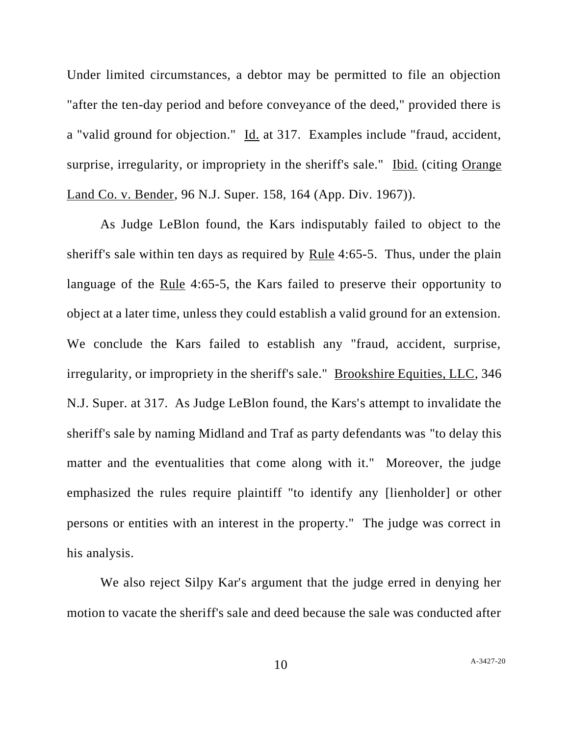Under limited circumstances, a debtor may be permitted to file an objection "after the ten-day period and before conveyance of the deed," provided there is a "valid ground for objection." Id. at 317. Examples include "fraud, accident, surprise, irregularity, or impropriety in the sheriff's sale." Ibid. (citing Orange Land Co. v. Bender, 96 N.J. Super. 158, 164 (App. Div. 1967)).

As Judge LeBlon found, the Kars indisputably failed to object to the sheriff's sale within ten days as required by Rule 4:65-5. Thus, under the plain language of the Rule 4:65-5, the Kars failed to preserve their opportunity to object at a later time, unless they could establish a valid ground for an extension. We conclude the Kars failed to establish any "fraud, accident, surprise, irregularity, or impropriety in the sheriff's sale." Brookshire Equities, LLC, 346 N.J. Super. at 317. As Judge LeBlon found, the Kars's attempt to invalidate the sheriff's sale by naming Midland and Traf as party defendants was "to delay this matter and the eventualities that come along with it." Moreover, the judge emphasized the rules require plaintiff "to identify any [lienholder] or other persons or entities with an interest in the property." The judge was correct in his analysis.

We also reject Silpy Kar's argument that the judge erred in denying her motion to vacate the sheriff's sale and deed because the sale was conducted after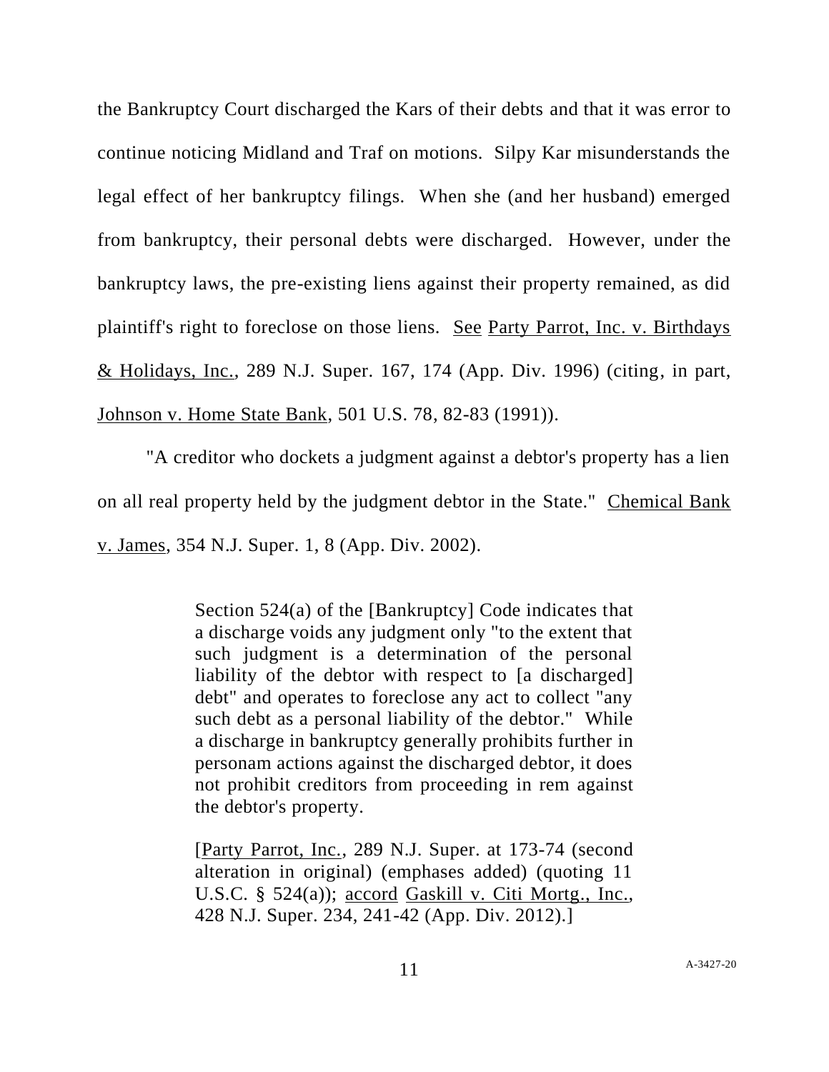the Bankruptcy Court discharged the Kars of their debts and that it was error to continue noticing Midland and Traf on motions. Silpy Kar misunderstands the legal effect of her bankruptcy filings. When she (and her husband) emerged from bankruptcy, their personal debts were discharged. However, under the bankruptcy laws, the pre-existing liens against their property remained, as did plaintiff's right to foreclose on those liens. See Party Parrot, Inc. v. Birthdays & Holidays, Inc., 289 N.J. Super. 167, 174 (App. Div. 1996) (citing, in part, Johnson v. Home State Bank, 501 U.S. 78, 82-83 (1991)).

"A creditor who dockets a judgment against a debtor's property has a lien on all real property held by the judgment debtor in the State." Chemical Bank v. James, 354 N.J. Super. 1, 8 (App. Div. 2002).

> Section 524(a) of the [Bankruptcy] Code indicates that a discharge voids any judgment only "to the extent that such judgment is a determination of the personal liability of the debtor with respect to [a discharged] debt" and operates to foreclose any act to collect "any such debt as a personal liability of the debtor." While a discharge in bankruptcy generally prohibits further in personam actions against the discharged debtor, it does not prohibit creditors from proceeding in rem against the debtor's property.
>
> [Party Parrot, Inc., 289 N.J. Super. at 173-74 (second alteration in original) (emphases added) (quoting 11 U.S.C. § 524(a)); accord Gaskill v. Citi Mortg., Inc., 428 N.J. Super. 234, 241-42 (App. Div. 2012).]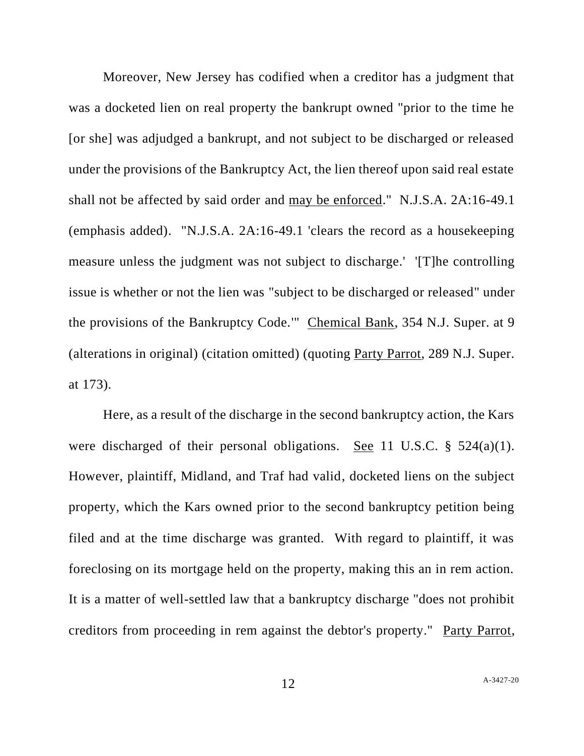Moreover, New Jersey has codified when a creditor has a judgment that was a docketed lien on real property the bankrupt owned "prior to the time he [or she] was adjudged a bankrupt, and not subject to be discharged or released under the provisions of the Bankruptcy Act, the lien thereof upon said real estate shall not be affected by said order and <u>may be enforced</u>." N.J.S.A. 2A:16-49.1 (emphasis added). "N.J.S.A. 2A:16-49.1 'clears the record as a housekeeping measure unless the judgment was not subject to discharge.' '[T]he controlling issue is whether or not the lien was "subject to be discharged or released" under the provisions of the Bankruptcy Code.'" <u>Chemical Bank</u>, 354 N.J. Super. at 9 (alterations in original) (citation omitted) (quoting <u>Party Parrot</u>, 289 N.J. Super. at 173).

Here, as a result of the discharge in the second bankruptcy action, the Kars were discharged of their personal obligations. <u>See</u> 11 U.S.C. § 524(a)(1). However, plaintiff, Midland, and Traf had valid, docketed liens on the subject property, which the Kars owned prior to the second bankruptcy petition being filed and at the time discharge was granted. With regard to plaintiff, it was foreclosing on its mortgage held on the property, making this an in rem action. It is a matter of well-settled law that a bankruptcy discharge "does not prohibit creditors from proceeding in rem against the debtor's property." <u>Party Parrot</u>,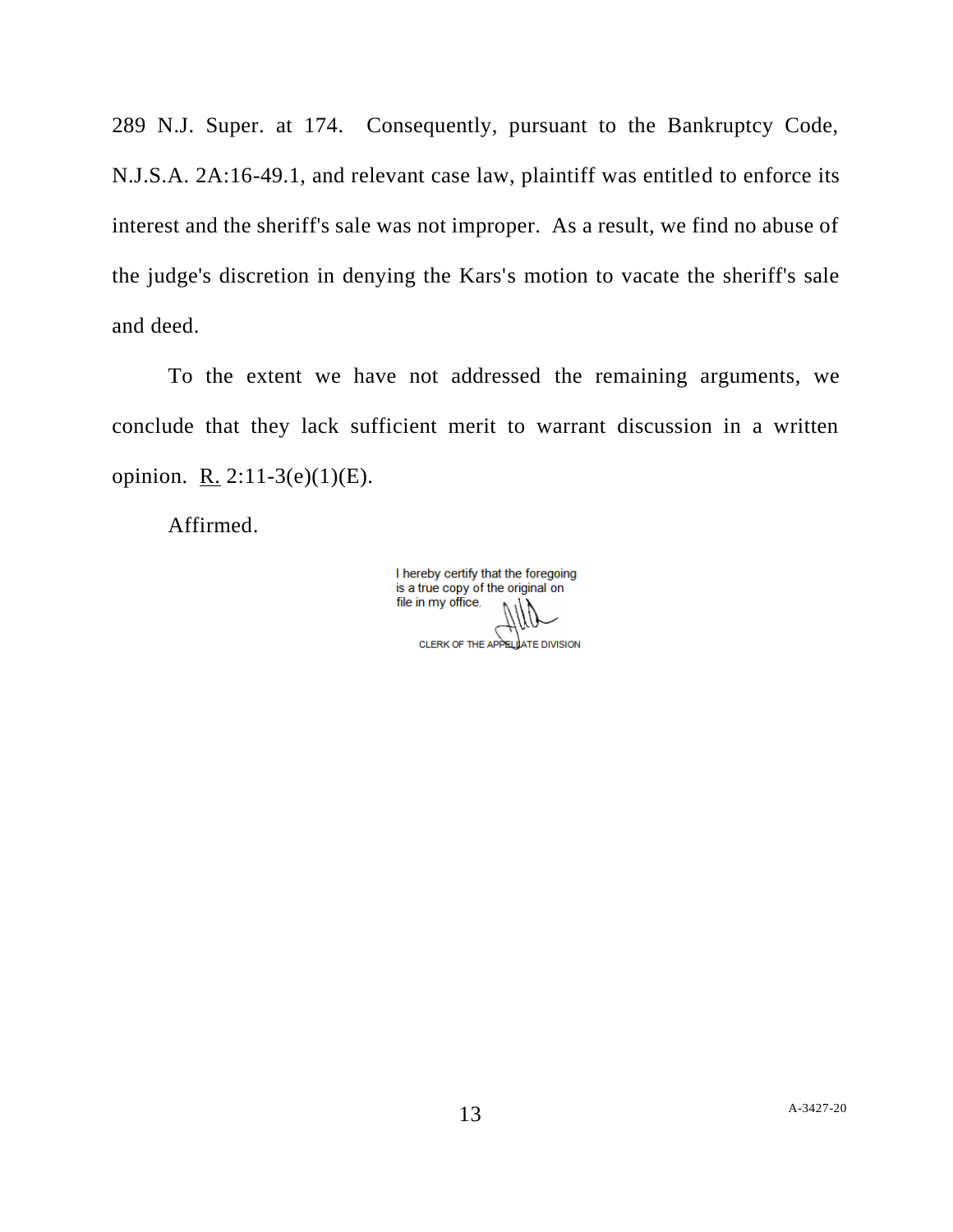289 N.J. Super. at 174. Consequently, pursuant to the Bankruptcy Code, N.J.S.A. 2A:16-49.1, and relevant case law, plaintiff was entitled to enforce its interest and the sheriff's sale was not improper. As a result, we find no abuse of the judge's discretion in denying the Kars's motion to vacate the sheriff's sale and deed.

To the extent we have not addressed the remaining arguments, we conclude that they lack sufficient merit to warrant discussion in a written opinion. R. 2:11-3(e)(1)(E).

Affirmed.

I hereby certify that the foregoing is a true copy of the original on file in my office.

CLERK OF THE APPELLATE DIVISION